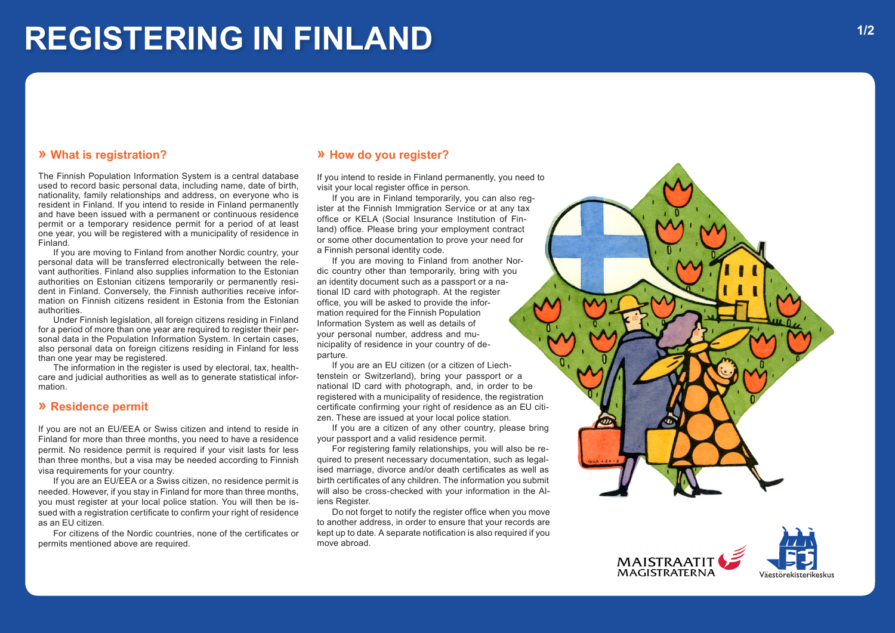# REGISTERING IN FINLAND

## » What is registration?

The Finnish Population Information System is a central database used to record basic personal data, including name, date of birth, nationality, family relationships and address, on everyone who is resident in Finland. If you intend to reside in Finland permanently and have been issued with a permanent or continuous residence permit or a temporary residence permit for a period of at least one year, you will be registered with a municipality of residence in Finland.

If you are moving to Finland from another Nordic country, your personal data will be transferred electronically between the relevant authorities. Finland also supplies information to the Estonian authorities on Estonian citizens temporarily or permanently resident in Finland. Conversely, the Finnish authorities receive information on Finnish citizens resident in Estonia from the Estonian authorities.

Under Finnish legislation, all foreign citizens residing in Finland for a period of more than one year are required to register their personal data in the Population Information System. In certain cases, also personal data on foreign citizens residing in Finland for less than one year may be registered.

The information in the register is used by electoral, tax, healthcare and judicial authorities as well as to generate statistical information.

## » Residence permit

If you are not an EU/EEA or Swiss citizen and intend to reside in Finland for more than three months, you need to have a residence permit. No residence permit is required if your visit lasts for less than three months, but a visa may be needed according to Finnish visa requirements for your country.

If you are an EU/EEA or a Swiss citizen, no residence permit is needed. However, if you stay in Finland for more than three months, you must register at your local police station. You will then be issued with a registration certificate to confirm your right of residence as an EU citizen.

For citizens of the Nordic countries, none of the certificates or permits mentioned above are required.

## » How do you register?

If you intend to reside in Finland permanently, you need to visit your local register office in person.

If you are in Finland temporarily, you can also register at the Finnish Immigration Service or at any tax office or KELA (Social Insurance Institution of Finland) office. Please bring your employment contract or some other documentation to prove your need for a Finnish personal identity code.

If you are moving to Finland from another Nordic country other than temporarily, bring with you an identity document such as a passport or a national ID card with photograph. At the register office, you will be asked to provide the information required for the Finnish Population Information System as well as details of your personal number, address and municipality of residence in your country of departure.

If you are an EU citizen (or a citizen of Liechtenstein or Switzerland), bring your passport or a national ID card with photograph, and, in order to be registered with a municipality of residence, the registration certificate confirming your right of residence as an EU citizen. These are issued at your local police station.

If you are a citizen of any other country, please bring your passport and a valid residence permit.

For registering family relationships, you will also be required to present necessary documentation, such as legalised marriage, divorce and/or death certificates as well as birth certificates of any children. The information you submit will also be cross-checked with your information in the Aliens Register.

Do not forget to notify the register office when you move to another address, in order to ensure that your records are kept up to date. A separate notification is also required if you move abroad.

MAISTRAATIT MAGISTRATERNA

Väestörekisterikeskus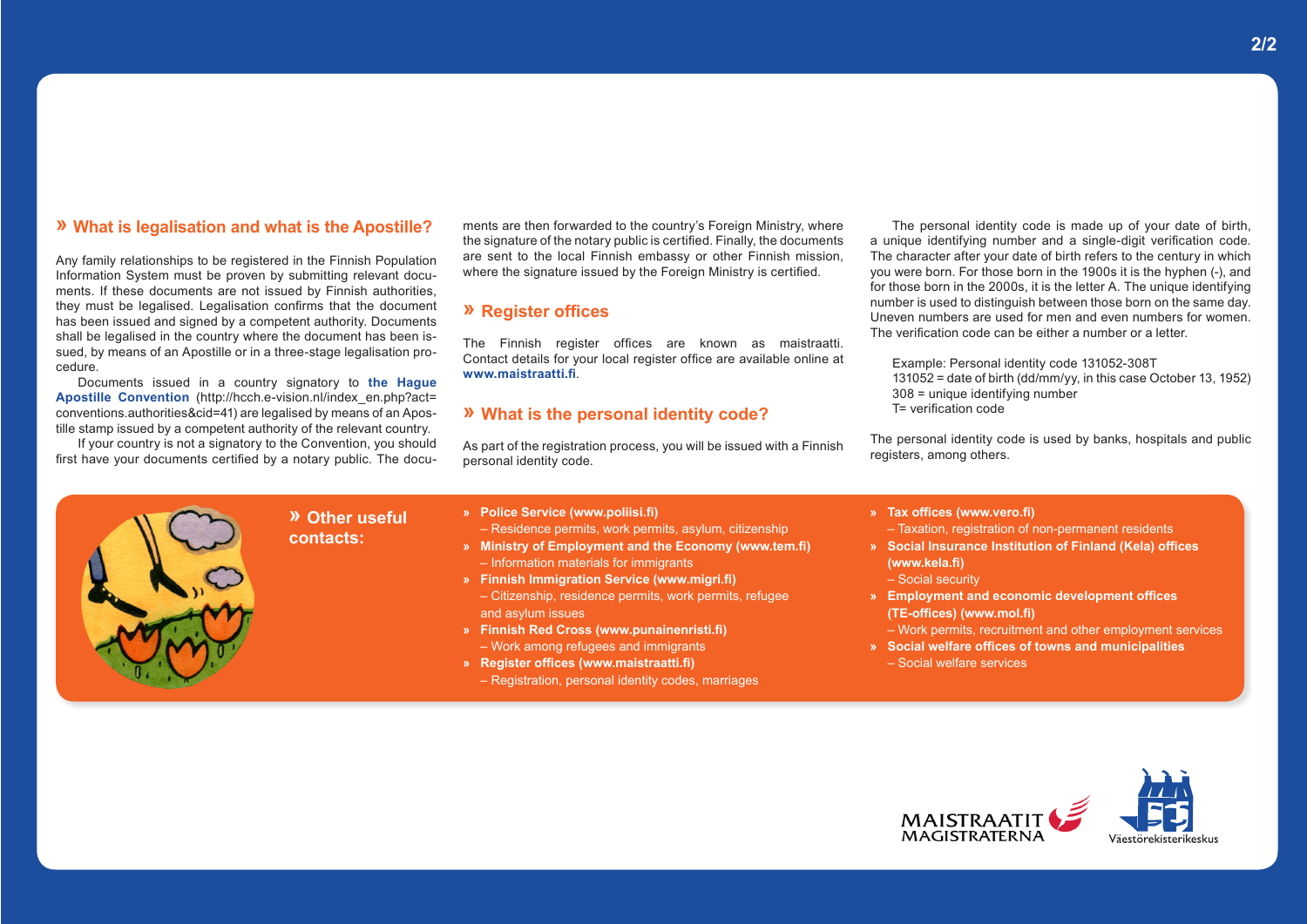## » What is legalisation and what is the Apostille?

Any family relationships to be registered in the Finnish Population Information System must be proven by submitting relevant documents. If these documents are not issued by Finnish authorities, they must be legalised. Legalisation confirms that the document has been issued and signed by a competent authority. Documents shall be legalised in the country where the document has been issued, by means of an Apostille or in a three-stage legalisation procedure.

Documents issued in a country signatory to **the Hague Apostille Convention** (http://hcch.e-vision.nl/index_en.php?act=conventions.authorities&cid=41) are legalised by means of an Apostille stamp issued by a competent authority of the relevant country.

If your country is not a signatory to the Convention, you should first have your documents certified by a notary public. The documents are then forwarded to the country's Foreign Ministry, where the signature of the notary public is certified. Finally, the documents are sent to the local Finnish embassy or other Finnish mission, where the signature issued by the Foreign Ministry is certified.

## » Register offices

The Finnish register offices are known as maistraatti. Contact details for your local register office are available online at **www.maistraatti.fi**.

## » What is the personal identity code?

As part of the registration process, you will be issued with a Finnish personal identity code.

The personal identity code is made up of your date of birth, a unique identifying number and a single-digit verification code. The character after your date of birth refers to the century in which you were born. For those born in the 1900s it is the hyphen (-), and for those born in the 2000s, it is the letter A. The unique identifying number is used to distinguish between those born on the same day. Uneven numbers are used for men and even numbers for women. The verification code can be either a number or a letter.

Example: Personal identity code 131052-308T
131052 = date of birth (dd/mm/yy, in this case October 13, 1952)
308 = unique identifying number
T= verification code

The personal identity code is used by banks, hospitals and public registers, among others.

## » Other useful contacts:

- **Police Service (www.poliisi.fi)**
  – Residence permits, work permits, asylum, citizenship
- **Ministry of Employment and the Economy (www.tem.fi)**
  – Information materials for immigrants
- **Finnish Immigration Service (www.migri.fi)**
  – Citizenship, residence permits, work permits, refugee and asylum issues
- **Finnish Red Cross (www.punainenristi.fi)**
  – Work among refugees and immigrants
- **Register offices (www.maistraatti.fi)**
  – Registration, personal identity codes, marriages
- **Tax offices (www.vero.fi)**
  – Taxation, registration of non-permanent residents
- **Social Insurance Institution of Finland (Kela) offices (www.kela.fi)**
  – Social security
- **Employment and economic development offices (TE-offices) (www.mol.fi)**
  – Work permits, recruitment and other employment services
- **Social welfare offices of towns and municipalities**
  – Social welfare services

MAISTRAATIT
MAGISTRATERNA

Väestörekisterikeskus